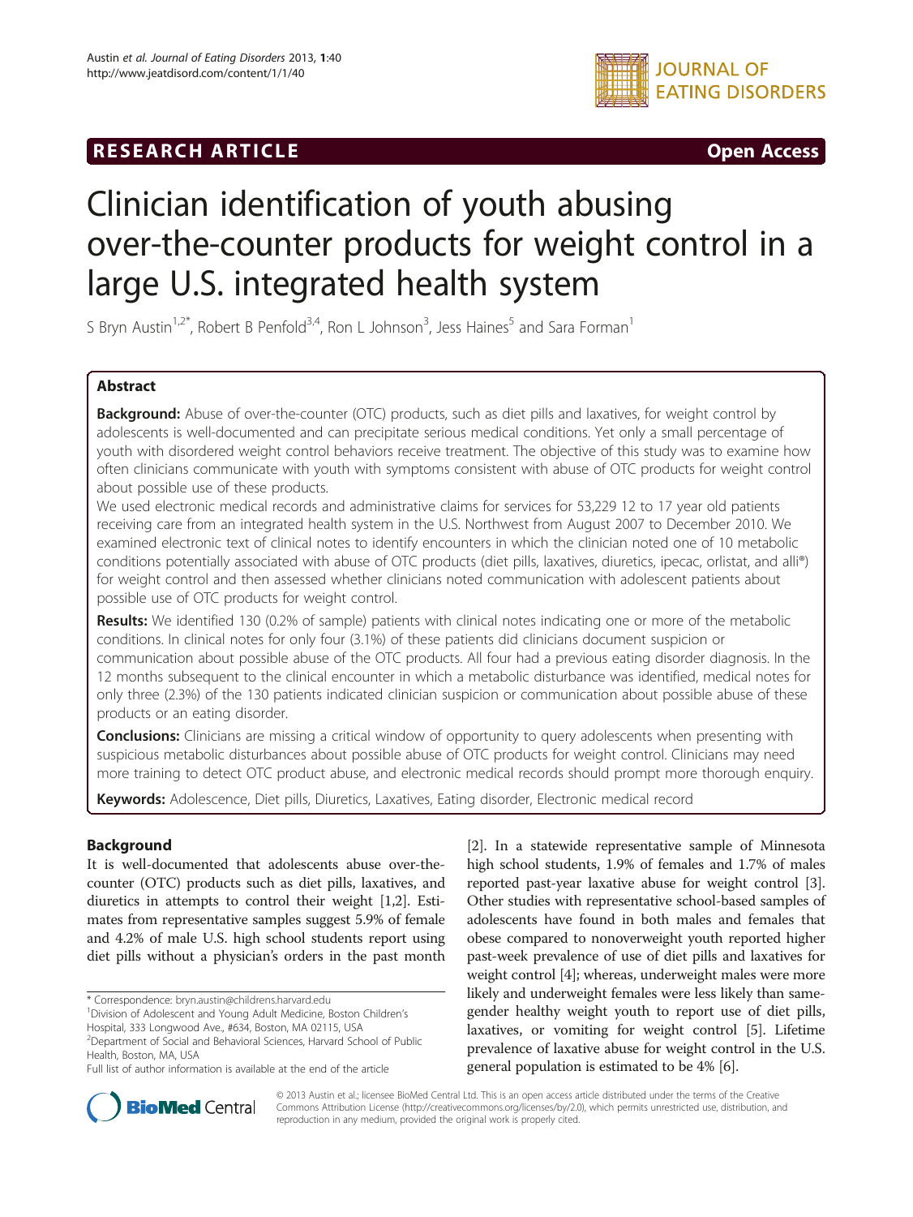RESEARCH ARTICLE **Open Access**

# Clinician identification of youth abusing over-the-counter products for weight control in a large U.S. integrated health system

S Bryn Austin[1,2*], Robert B Penfold[3,4], Ron L Johnson[3], Jess Haines[5] and Sara Forman[1]

## Abstract

**Background:** Abuse of over-the-counter (OTC) products, such as diet pills and laxatives, for weight control by adolescents is well-documented and can precipitate serious medical conditions. Yet only a small percentage of youth with disordered weight control behaviors receive treatment. The objective of this study was to examine how often clinicians communicate with youth with symptoms consistent with abuse of OTC products for weight control about possible use of these products.

We used electronic medical records and administrative claims for services for 53,229 12 to 17 year old patients receiving care from an integrated health system in the U.S. Northwest from August 2007 to December 2010. We examined electronic text of clinical notes to identify encounters in which the clinician noted one of 10 metabolic conditions potentially associated with abuse of OTC products (diet pills, laxatives, diuretics, ipecac, orlistat, and alli®) for weight control and then assessed whether clinicians noted communication with adolescent patients about possible use of OTC products for weight control.

**Results:** We identified 130 (0.2% of sample) patients with clinical notes indicating one or more of the metabolic conditions. In clinical notes for only four (3.1%) of these patients did clinicians document suspicion or communication about possible abuse of the OTC products. All four had a previous eating disorder diagnosis. In the 12 months subsequent to the clinical encounter in which a metabolic disturbance was identified, medical notes for only three (2.3%) of the 130 patients indicated clinician suspicion or communication about possible abuse of these products or an eating disorder.

**Conclusions:** Clinicians are missing a critical window of opportunity to query adolescents when presenting with suspicious metabolic disturbances about possible abuse of OTC products for weight control. Clinicians may need more training to detect OTC product abuse, and electronic medical records should prompt more thorough enquiry.

**Keywords:** Adolescence, Diet pills, Diuretics, Laxatives, Eating disorder, Electronic medical record

## Background

It is well-documented that adolescents abuse over-the-counter (OTC) products such as diet pills, laxatives, and diuretics in attempts to control their weight [1,2]. Estimates from representative samples suggest 5.9% of female and 4.2% of male U.S. high school students report using diet pills without a physician's orders in the past month [2]. In a statewide representative sample of Minnesota high school students, 1.9% of females and 1.7% of males reported past-year laxative abuse for weight control [3]. Other studies with representative school-based samples of adolescents have found in both males and females that obese compared to nonoverweight youth reported higher past-week prevalence of use of diet pills and laxatives for weight control [4]; whereas, underweight males were more likely and underweight females were less likely than same-gender healthy weight youth to report use of diet pills, laxatives, or vomiting for weight control [5]. Lifetime prevalence of laxative abuse for weight control in the U.S. general population is estimated to be 4% [6].

\* Correspondence: bryn.austin@childrens.harvard.edu
[1]Division of Adolescent and Young Adult Medicine, Boston Children's Hospital, 333 Longwood Ave., #634, Boston, MA 02115, USA
[2]Department of Social and Behavioral Sciences, Harvard School of Public Health, Boston, MA, USA
Full list of author information is available at the end of the article

© 2013 Austin et al.; licensee BioMed Central Ltd. This is an open access article distributed under the terms of the Creative Commons Attribution License (http://creativecommons.org/licenses/by/2.0), which permits unrestricted use, distribution, and reproduction in any medium, provided the original work is properly cited.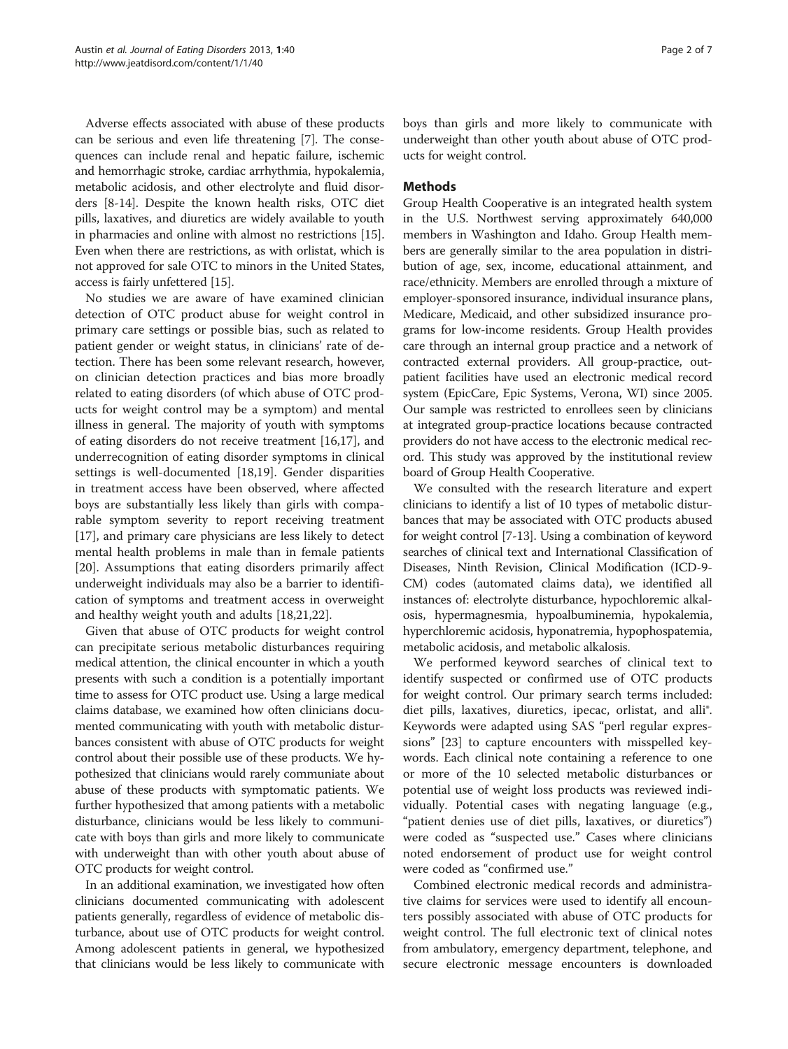Adverse effects associated with abuse of these products can be serious and even life threatening [7]. The consequences can include renal and hepatic failure, ischemic and hemorrhagic stroke, cardiac arrhythmia, hypokalemia, metabolic acidosis, and other electrolyte and fluid disorders [8-14]. Despite the known health risks, OTC diet pills, laxatives, and diuretics are widely available to youth in pharmacies and online with almost no restrictions [15]. Even when there are restrictions, as with orlistat, which is not approved for sale OTC to minors in the United States, access is fairly unfettered [15].

No studies we are aware of have examined clinician detection of OTC product abuse for weight control in primary care settings or possible bias, such as related to patient gender or weight status, in clinicians' rate of detection. There has been some relevant research, however, on clinician detection practices and bias more broadly related to eating disorders (of which abuse of OTC products for weight control may be a symptom) and mental illness in general. The majority of youth with symptoms of eating disorders do not receive treatment [16,17], and underrecognition of eating disorder symptoms in clinical settings is well-documented [18,19]. Gender disparities in treatment access have been observed, where affected boys are substantially less likely than girls with comparable symptom severity to report receiving treatment [17], and primary care physicians are less likely to detect mental health problems in male than in female patients [20]. Assumptions that eating disorders primarily affect underweight individuals may also be a barrier to identification of symptoms and treatment access in overweight and healthy weight youth and adults [18,21,22].

Given that abuse of OTC products for weight control can precipitate serious metabolic disturbances requiring medical attention, the clinical encounter in which a youth presents with such a condition is a potentially important time to assess for OTC product use. Using a large medical claims database, we examined how often clinicians documented communicating with youth with metabolic disturbances consistent with abuse of OTC products for weight control about their possible use of these products. We hypothesized that clinicians would rarely communiate about abuse of these products with symptomatic patients. We further hypothesized that among patients with a metabolic disturbance, clinicians would be less likely to communicate with boys than girls and more likely to communicate with underweight than with other youth about abuse of OTC products for weight control.

In an additional examination, we investigated how often clinicians documented communicating with adolescent patients generally, regardless of evidence of metabolic disturbance, about use of OTC products for weight control. Among adolescent patients in general, we hypothesized that clinicians would be less likely to communicate with boys than girls and more likely to communicate with underweight than other youth about abuse of OTC products for weight control.

## Methods

Group Health Cooperative is an integrated health system in the U.S. Northwest serving approximately 640,000 members in Washington and Idaho. Group Health members are generally similar to the area population in distribution of age, sex, income, educational attainment, and race/ethnicity. Members are enrolled through a mixture of employer-sponsored insurance, individual insurance plans, Medicare, Medicaid, and other subsidized insurance programs for low-income residents. Group Health provides care through an internal group practice and a network of contracted external providers. All group-practice, outpatient facilities have used an electronic medical record system (EpicCare, Epic Systems, Verona, WI) since 2005. Our sample was restricted to enrollees seen by clinicians at integrated group-practice locations because contracted providers do not have access to the electronic medical record. This study was approved by the institutional review board of Group Health Cooperative.

We consulted with the research literature and expert clinicians to identify a list of 10 types of metabolic disturbances that may be associated with OTC products abused for weight control [7-13]. Using a combination of keyword searches of clinical text and International Classification of Diseases, Ninth Revision, Clinical Modification (ICD-9-CM) codes (automated claims data), we identified all instances of: electrolyte disturbance, hypochloremic alkalosis, hypermagnesmia, hypoalbuminemia, hypokalemia, hyperchloremic acidosis, hyponatremia, hypophospatemia, metabolic acidosis, and metabolic alkalosis.

We performed keyword searches of clinical text to identify suspected or confirmed use of OTC products for weight control. Our primary search terms included: diet pills, laxatives, diuretics, ipecac, orlistat, and alli®. Keywords were adapted using SAS "perl regular expressions" [23] to capture encounters with misspelled keywords. Each clinical note containing a reference to one or more of the 10 selected metabolic disturbances or potential use of weight loss products was reviewed individually. Potential cases with negating language (e.g., "patient denies use of diet pills, laxatives, or diuretics") were coded as "suspected use." Cases where clinicians noted endorsement of product use for weight control were coded as "confirmed use."

Combined electronic medical records and administrative claims for services were used to identify all encounters possibly associated with abuse of OTC products for weight control. The full electronic text of clinical notes from ambulatory, emergency department, telephone, and secure electronic message encounters is downloaded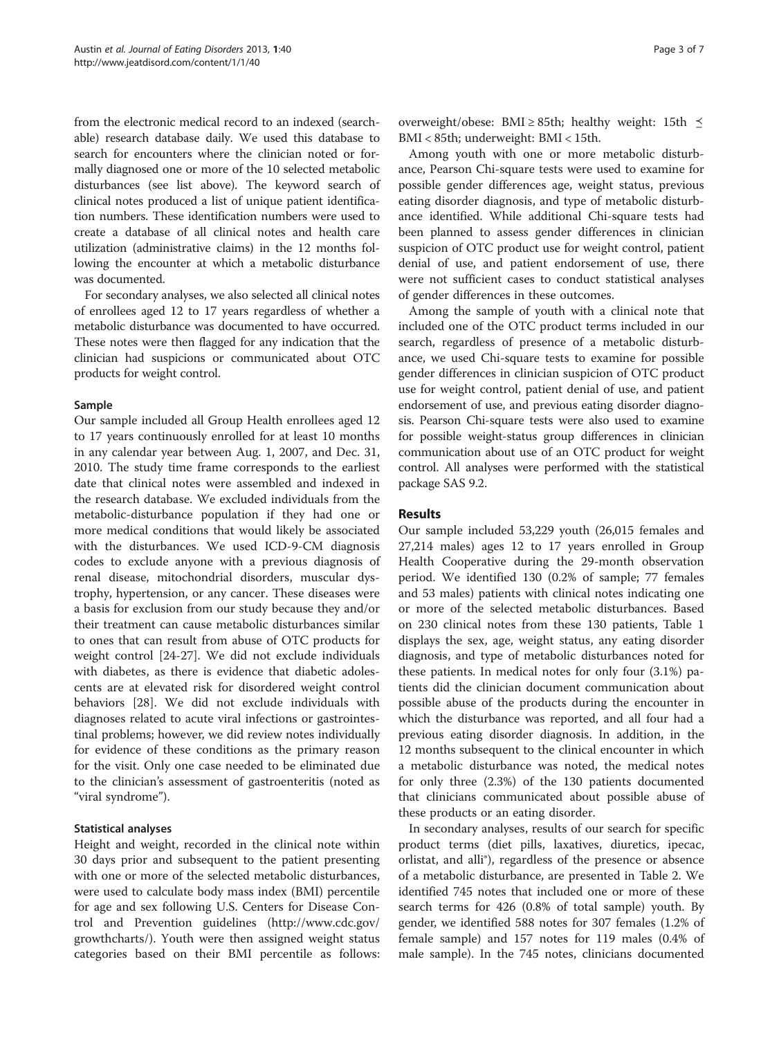from the electronic medical record to an indexed (searchable) research database daily. We used this database to search for encounters where the clinician noted or formally diagnosed one or more of the 10 selected metabolic disturbances (see list above). The keyword search of clinical notes produced a list of unique patient identification numbers. These identification numbers were used to create a database of all clinical notes and health care utilization (administrative claims) in the 12 months following the encounter at which a metabolic disturbance was documented.

For secondary analyses, we also selected all clinical notes of enrollees aged 12 to 17 years regardless of whether a metabolic disturbance was documented to have occurred. These notes were then flagged for any indication that the clinician had suspicions or communicated about OTC products for weight control.

### Sample

Our sample included all Group Health enrollees aged 12 to 17 years continuously enrolled for at least 10 months in any calendar year between Aug. 1, 2007, and Dec. 31, 2010. The study time frame corresponds to the earliest date that clinical notes were assembled and indexed in the research database. We excluded individuals from the metabolic-disturbance population if they had one or more medical conditions that would likely be associated with the disturbances. We used ICD-9-CM diagnosis codes to exclude anyone with a previous diagnosis of renal disease, mitochondrial disorders, muscular dystrophy, hypertension, or any cancer. These diseases were a basis for exclusion from our study because they and/or their treatment can cause metabolic disturbances similar to ones that can result from abuse of OTC products for weight control [24-27]. We did not exclude individuals with diabetes, as there is evidence that diabetic adolescents are at elevated risk for disordered weight control behaviors [28]. We did not exclude individuals with diagnoses related to acute viral infections or gastrointestinal problems; however, we did review notes individually for evidence of these conditions as the primary reason for the visit. Only one case needed to be eliminated due to the clinician's assessment of gastroenteritis (noted as "viral syndrome").

### Statistical analyses

Height and weight, recorded in the clinical note within 30 days prior and subsequent to the patient presenting with one or more of the selected metabolic disturbances, were used to calculate body mass index (BMI) percentile for age and sex following U.S. Centers for Disease Control and Prevention guidelines (http://www.cdc.gov/growthcharts/). Youth were then assigned weight status categories based on their BMI percentile as follows: overweight/obese: BMI ≥ 85th; healthy weight: 15th ≤ BMI < 85th; underweight: BMI < 15th.

Among youth with one or more metabolic disturbance, Pearson Chi-square tests were used to examine for possible gender differences age, weight status, previous eating disorder diagnosis, and type of metabolic disturbance identified. While additional Chi-square tests had been planned to assess gender differences in clinician suspicion of OTC product use for weight control, patient denial of use, and patient endorsement of use, there were not sufficient cases to conduct statistical analyses of gender differences in these outcomes.

Among the sample of youth with a clinical note that included one of the OTC product terms included in our search, regardless of presence of a metabolic disturbance, we used Chi-square tests to examine for possible gender differences in clinician suspicion of OTC product use for weight control, patient denial of use, and patient endorsement of use, and previous eating disorder diagnosis. Pearson Chi-square tests were also used to examine for possible weight-status group differences in clinician communication about use of an OTC product for weight control. All analyses were performed with the statistical package SAS 9.2.

## Results

Our sample included 53,229 youth (26,015 females and 27,214 males) ages 12 to 17 years enrolled in Group Health Cooperative during the 29-month observation period. We identified 130 (0.2% of sample; 77 females and 53 males) patients with clinical notes indicating one or more of the selected metabolic disturbances. Based on 230 clinical notes from these 130 patients, Table 1 displays the sex, age, weight status, any eating disorder diagnosis, and type of metabolic disturbances noted for these patients. In medical notes for only four (3.1%) patients did the clinician document communication about possible abuse of the products during the encounter in which the disturbance was reported, and all four had a previous eating disorder diagnosis. In addition, in the 12 months subsequent to the clinical encounter in which a metabolic disturbance was noted, the medical notes for only three (2.3%) of the 130 patients documented that clinicians communicated about possible abuse of these products or an eating disorder.

In secondary analyses, results of our search for specific product terms (diet pills, laxatives, diuretics, ipecac, orlistat, and alli®), regardless of the presence or absence of a metabolic disturbance, are presented in Table 2. We identified 745 notes that included one or more of these search terms for 426 (0.8% of total sample) youth. By gender, we identified 588 notes for 307 females (1.2% of female sample) and 157 notes for 119 males (0.4% of male sample). In the 745 notes, clinicians documented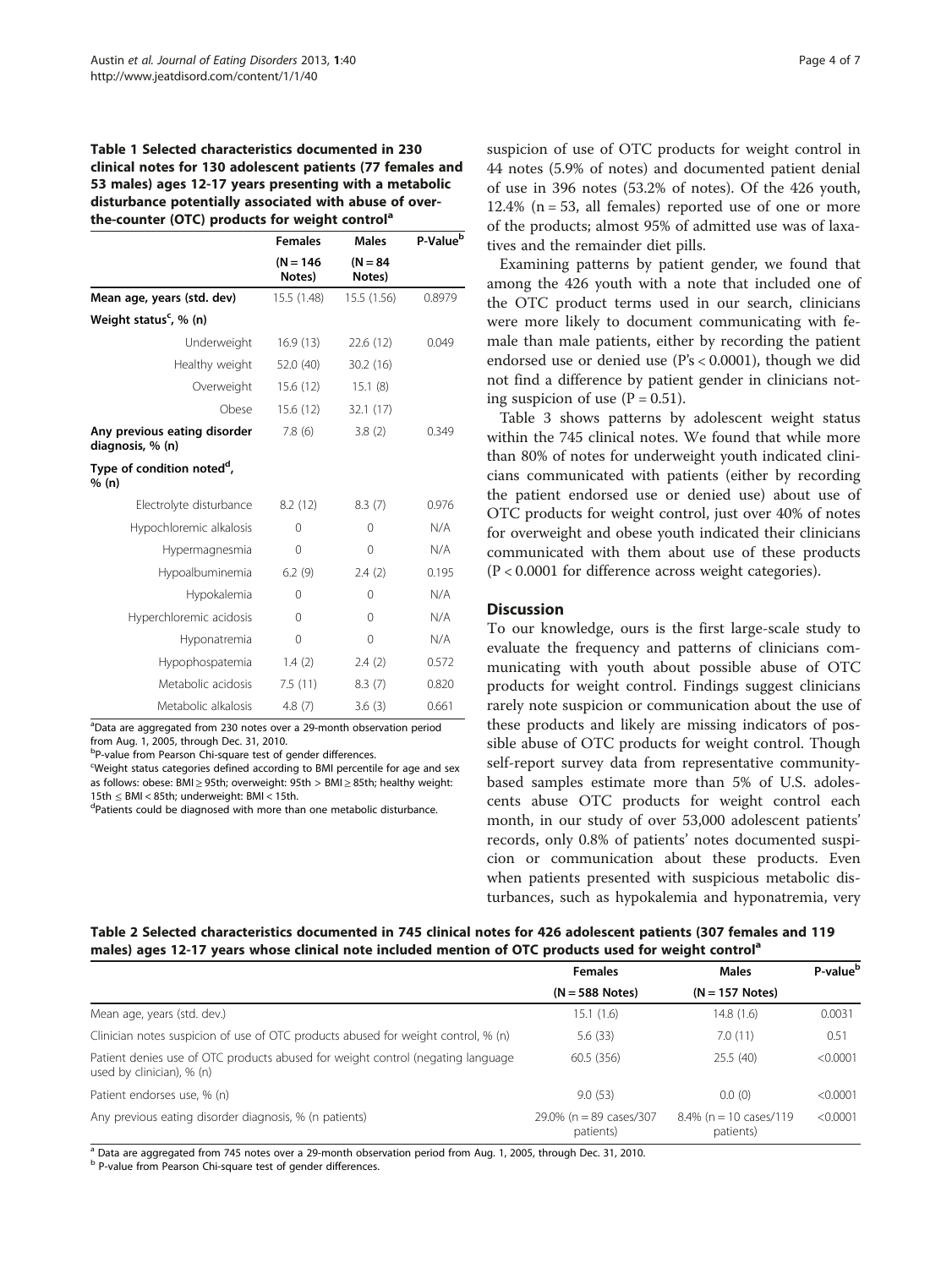**Table 1 Selected characteristics documented in 230 clinical notes for 130 adolescent patients (77 females and 53 males) ages 12-17 years presenting with a metabolic disturbance potentially associated with abuse of over-the-counter (OTC) products for weight control[a]**

| | Females | Males | P-Value[b] |
|---|---|---|---|
| | (N = 146 Notes) | (N = 84 Notes) | |
| **Mean age, years (std. dev)** | 15.5 (1.48) | 15.5 (1.56) | 0.8979 |
| **Weight status[c], % (n)** | | | |
| Underweight | 16.9 (13) | 22.6 (12) | 0.049 |
| Healthy weight | 52.0 (40) | 30.2 (16) | |
| Overweight | 15.6 (12) | 15.1 (8) | |
| Obese | 15.6 (12) | 32.1 (17) | |
| **Any previous eating disorder diagnosis, % (n)** | 7.8 (6) | 3.8 (2) | 0.349 |
| **Type of condition noted[d], % (n)** | | | |
| Electrolyte disturbance | 8.2 (12) | 8.3 (7) | 0.976 |
| Hypochloremic alkalosis | 0 | 0 | N/A |
| Hypermagnesmia | 0 | 0 | N/A |
| Hypoalbuminemia | 6.2 (9) | 2.4 (2) | 0.195 |
| Hypokalemia | 0 | 0 | N/A |
| Hyperchloremic acidosis | 0 | 0 | N/A |
| Hyponatremia | 0 | 0 | N/A |
| Hypophospatemia | 1.4 (2) | 2.4 (2) | 0.572 |
| Metabolic acidosis | 7.5 (11) | 8.3 (7) | 0.820 |
| Metabolic alkalosis | 4.8 (7) | 3.6 (3) | 0.661 |

[a]Data are aggregated from 230 notes over a 29-month observation period from Aug. 1, 2005, through Dec. 31, 2010.
[b]P-value from Pearson Chi-square test of gender differences.
[c]Weight status categories defined according to BMI percentile for age and sex as follows: obese: BMI ≥ 95th; overweight: 95th > BMI ≥ 85th; healthy weight: 15th ≤ BMI < 85th; underweight: BMI < 15th.
[d]Patients could be diagnosed with more than one metabolic disturbance.

suspicion of use of OTC products for weight control in 44 notes (5.9% of notes) and documented patient denial of use in 396 notes (53.2% of notes). Of the 426 youth, 12.4% (n = 53, all females) reported use of one or more of the products; almost 95% of admitted use was of laxatives and the remainder diet pills.

Examining patterns by patient gender, we found that among the 426 youth with a note that included one of the OTC product terms used in our search, clinicians were more likely to document communicating with female than male patients, either by recording the patient endorsed use or denied use (P's < 0.0001), though we did not find a difference by patient gender in clinicians noting suspicion of use (P = 0.51).

Table 3 shows patterns by adolescent weight status within the 745 clinical notes. We found that while more than 80% of notes for underweight youth indicated clinicians communicated with patients (either by recording the patient endorsed use or denied use) about use of OTC products for weight control, just over 40% of notes for overweight and obese youth indicated their clinicians communicated with them about use of these products (P < 0.0001 for difference across weight categories).

## Discussion

To our knowledge, ours is the first large-scale study to evaluate the frequency and patterns of clinicians communicating with youth about possible abuse of OTC products for weight control. Findings suggest clinicians rarely note suspicion or communication about the use of these products and likely are missing indicators of possible abuse of OTC products for weight control. Though self-report survey data from representative community-based samples estimate more than 5% of U.S. adolescents abuse OTC products for weight control each month, in our study of over 53,000 adolescent patients' records, only 0.8% of patients' notes documented suspicion or communication about these products. Even when patients presented with suspicious metabolic disturbances, such as hypokalemia and hyponatremia, very

**Table 2 Selected characteristics documented in 745 clinical notes for 426 adolescent patients (307 females and 119 males) ages 12-17 years whose clinical note included mention of OTC products used for weight control[a]**

| | Females | Males | P-value[b] |
|---|---|---|---|
| | (N = 588 Notes) | (N = 157 Notes) | |
| Mean age, years (std. dev.) | 15.1 (1.6) | 14.8 (1.6) | 0.0031 |
| Clinician notes suspicion of use of OTC products abused for weight control, % (n) | 5.6 (33) | 7.0 (11) | 0.51 |
| Patient denies use of OTC products abused for weight control (negating language used by clinician), % (n) | 60.5 (356) | 25.5 (40) | <0.0001 |
| Patient endorses use, % (n) | 9.0 (53) | 0.0 (0) | <0.0001 |
| Any previous eating disorder diagnosis, % (n patients) | 29.0% (n = 89 cases/307 patients) | 8.4% (n = 10 cases/119 patients) | <0.0001 |

[a] Data are aggregated from 745 notes over a 29-month observation period from Aug. 1, 2005, through Dec. 31, 2010.
[b] P-value from Pearson Chi-square test of gender differences.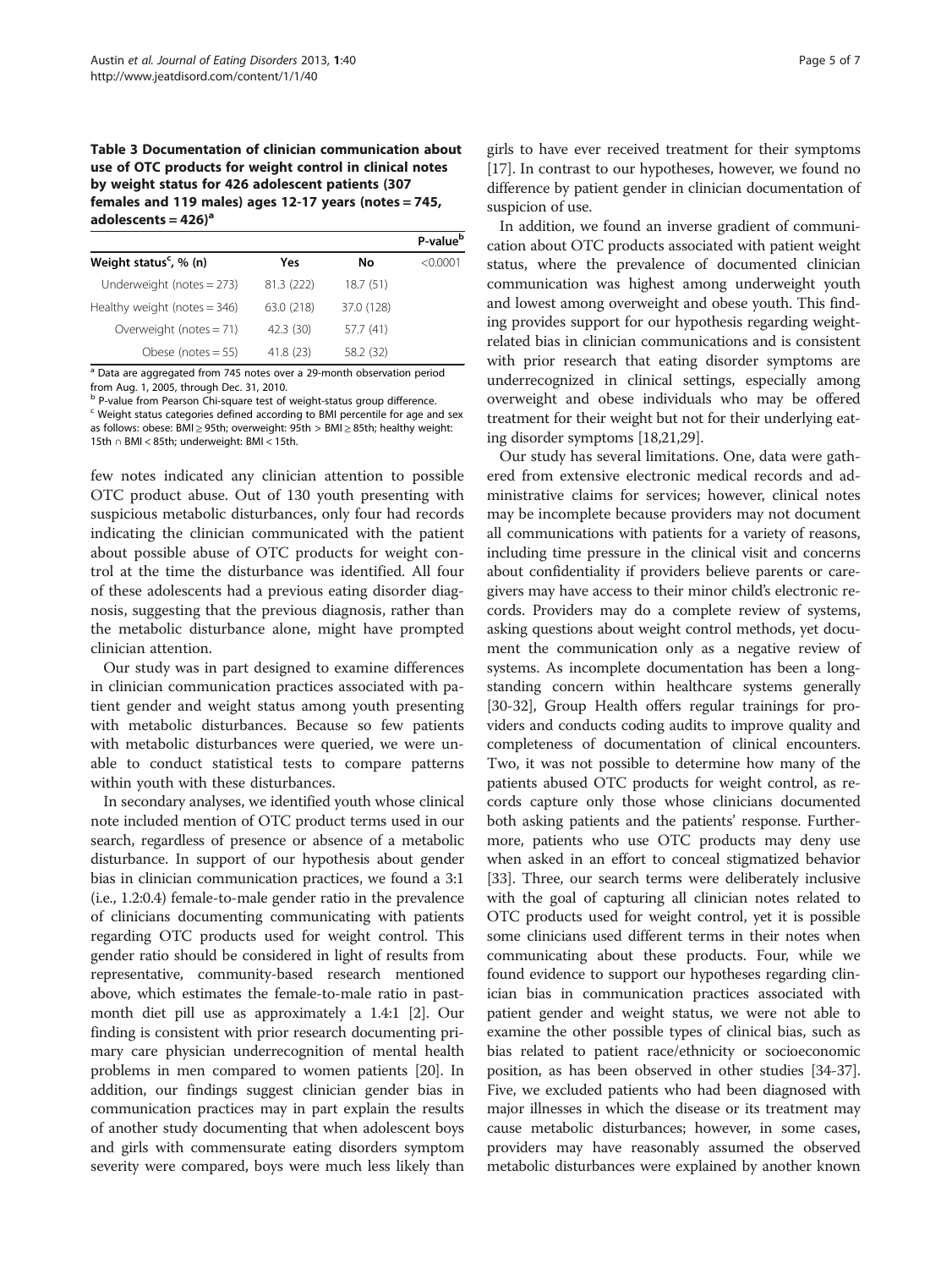**Table 3 Documentation of clinician communication about use of OTC products for weight control in clinical notes by weight status for 426 adolescent patients (307 females and 119 males) ages 12-17 years (notes = 745, adolescents = 426)[a]**

| Weight status[c], % (n) | Yes | No | P-value[b] |
|---|---|---|---|
| Underweight (notes = 273) | 81.3 (222) | 18.7 (51) | <0.0001 |
| Healthy weight (notes = 346) | 63.0 (218) | 37.0 (128) | |
| Overweight (notes = 71) | 42.3 (30) | 57.7 (41) | |
| Obese (notes = 55) | 41.8 (23) | 58.2 (32) | |

[a] Data are aggregated from 745 notes over a 29-month observation period from Aug. 1, 2005, through Dec. 31, 2010.
[b] P-value from Pearson Chi-square test of weight-status group difference.
[c] Weight status categories defined according to BMI percentile for age and sex as follows: obese: BMI ≥ 95th; overweight: 95th > BMI ≥ 85th; healthy weight: 15th ∩ BMI < 85th; underweight: BMI < 15th.

few notes indicated any clinician attention to possible OTC product abuse. Out of 130 youth presenting with suspicious metabolic disturbances, only four had records indicating the clinician communicated with the patient about possible abuse of OTC products for weight control at the time the disturbance was identified. All four of these adolescents had a previous eating disorder diagnosis, suggesting that the previous diagnosis, rather than the metabolic disturbance alone, might have prompted clinician attention.

Our study was in part designed to examine differences in clinician communication practices associated with patient gender and weight status among youth presenting with metabolic disturbances. Because so few patients with metabolic disturbances were queried, we were unable to conduct statistical tests to compare patterns within youth with these disturbances.

In secondary analyses, we identified youth whose clinical note included mention of OTC product terms used in our search, regardless of presence or absence of a metabolic disturbance. In support of our hypothesis about gender bias in clinician communication practices, we found a 3:1 (i.e., 1.2:0.4) female-to-male gender ratio in the prevalence of clinicians documenting communicating with patients regarding OTC products used for weight control. This gender ratio should be considered in light of results from representative, community-based research mentioned above, which estimates the female-to-male ratio in past-month diet pill use as approximately a 1.4:1 [2]. Our finding is consistent with prior research documenting primary care physician underrecognition of mental health problems in men compared to women patients [20]. In addition, our findings suggest clinician gender bias in communication practices may in part explain the results of another study documenting that when adolescent boys and girls with commensurate eating disorders symptom severity were compared, boys were much less likely than girls to have ever received treatment for their symptoms [17]. In contrast to our hypotheses, however, we found no difference by patient gender in clinician documentation of suspicion of use.

In addition, we found an inverse gradient of communication about OTC products associated with patient weight status, where the prevalence of documented clinician communication was highest among underweight youth and lowest among overweight and obese youth. This finding provides support for our hypothesis regarding weight-related bias in clinician communications and is consistent with prior research that eating disorder symptoms are underrecognized in clinical settings, especially among overweight and obese individuals who may be offered treatment for their weight but not for their underlying eating disorder symptoms [18,21,29].

Our study has several limitations. One, data were gathered from extensive electronic medical records and administrative claims for services; however, clinical notes may be incomplete because providers may not document all communications with patients for a variety of reasons, including time pressure in the clinical visit and concerns about confidentiality if providers believe parents or caregivers may have access to their minor child's electronic records. Providers may do a complete review of systems, asking questions about weight control methods, yet document the communication only as a negative review of systems. As incomplete documentation has been a longstanding concern within healthcare systems generally [30-32], Group Health offers regular trainings for providers and conducts coding audits to improve quality and completeness of documentation of clinical encounters. Two, it was not possible to determine how many of the patients abused OTC products for weight control, as records capture only those whose clinicians documented both asking patients and the patients' response. Furthermore, patients who use OTC products may deny use when asked in an effort to conceal stigmatized behavior [33]. Three, our search terms were deliberately inclusive with the goal of capturing all clinician notes related to OTC products used for weight control, yet it is possible some clinicians used different terms in their notes when communicating about these products. Four, while we found evidence to support our hypotheses regarding clinician bias in communication practices associated with patient gender and weight status, we were not able to examine the other possible types of clinical bias, such as bias related to patient race/ethnicity or socioeconomic position, as has been observed in other studies [34-37]. Five, we excluded patients who had been diagnosed with major illnesses in which the disease or its treatment may cause metabolic disturbances; however, in some cases, providers may have reasonably assumed the observed metabolic disturbances were explained by another known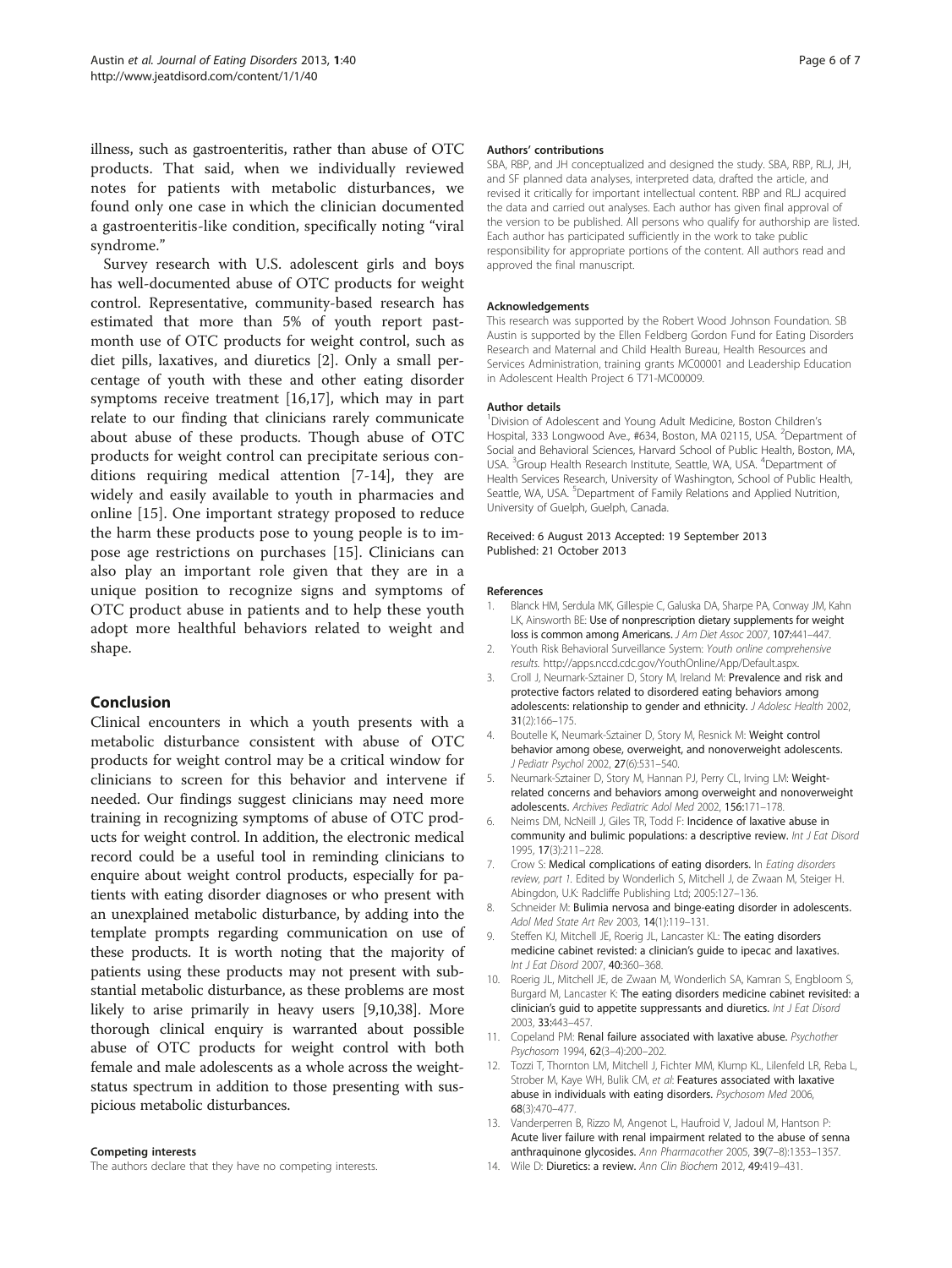illness, such as gastroenteritis, rather than abuse of OTC products. That said, when we individually reviewed notes for patients with metabolic disturbances, we found only one case in which the clinician documented a gastroenteritis-like condition, specifically noting "viral syndrome."

Survey research with U.S. adolescent girls and boys has well-documented abuse of OTC products for weight control. Representative, community-based research has estimated that more than 5% of youth report past-month use of OTC products for weight control, such as diet pills, laxatives, and diuretics [2]. Only a small percentage of youth with these and other eating disorder symptoms receive treatment [16,17], which may in part relate to our finding that clinicians rarely communicate about abuse of these products. Though abuse of OTC products for weight control can precipitate serious conditions requiring medical attention [7-14], they are widely and easily available to youth in pharmacies and online [15]. One important strategy proposed to reduce the harm these products pose to young people is to impose age restrictions on purchases [15]. Clinicians can also play an important role given that they are in a unique position to recognize signs and symptoms of OTC product abuse in patients and to help these youth adopt more healthful behaviors related to weight and shape.

## Conclusion

Clinical encounters in which a youth presents with a metabolic disturbance consistent with abuse of OTC products for weight control may be a critical window for clinicians to screen for this behavior and intervene if needed. Our findings suggest clinicians may need more training in recognizing symptoms of abuse of OTC products for weight control. In addition, the electronic medical record could be a useful tool in reminding clinicians to enquire about weight control products, especially for patients with eating disorder diagnoses or who present with an unexplained metabolic disturbance, by adding into the template prompts regarding communication on use of these products. It is worth noting that the majority of patients using these products may not present with substantial metabolic disturbance, as these problems are most likely to arise primarily in heavy users [9,10,38]. More thorough clinical enquiry is warranted about possible abuse of OTC products for weight control with both female and male adolescents as a whole across the weight-status spectrum in addition to those presenting with suspicious metabolic disturbances.

#### Competing interests

The authors declare that they have no competing interests.

#### Authors' contributions

SBA, RBP, and JH conceptualized and designed the study. SBA, RBP, RLJ, JH, and SF planned data analyses, interpreted data, drafted the article, and revised it critically for important intellectual content. RBP and RLJ acquired the data and carried out analyses. Each author has given final approval of the version to be published. All persons who qualify for authorship are listed. Each author has participated sufficiently in the work to take public responsibility for appropriate portions of the content. All authors read and approved the final manuscript.

#### Acknowledgements

This research was supported by the Robert Wood Johnson Foundation. SB Austin is supported by the Ellen Feldberg Gordon Fund for Eating Disorders Research and Maternal and Child Health Bureau, Health Resources and Services Administration, training grants MC00001 and Leadership Education in Adolescent Health Project 6 T71-MC00009.

#### Author details

[1]Division of Adolescent and Young Adult Medicine, Boston Children's Hospital, 333 Longwood Ave., #634, Boston, MA 02115, USA. [2]Department of Social and Behavioral Sciences, Harvard School of Public Health, Boston, MA, USA. [3]Group Health Research Institute, Seattle, WA, USA. [4]Department of Health Services Research, University of Washington, School of Public Health, Seattle, WA, USA. [5]Department of Family Relations and Applied Nutrition, University of Guelph, Guelph, Canada.

Received: 6 August 2013 Accepted: 19 September 2013
Published: 21 October 2013

#### References

1. Blanck HM, Serdula MK, Gillespie C, Galuska DA, Sharpe PA, Conway JM, Kahn LK, Ainsworth BE: **Use of nonprescription dietary supplements for weight loss is common among Americans.** *J Am Diet Assoc* 2007, **107:**441–447.
2. Youth Risk Behavioral Surveillance System: *Youth online comprehensive results.* http://apps.nccd.cdc.gov/YouthOnline/App/Default.aspx.
3. Croll J, Neumark-Sztainer D, Story M, Ireland M: **Prevalence and risk and protective factors related to disordered eating behaviors among adolescents: relationship to gender and ethnicity.** *J Adolesc Health* 2002, **31**(2):166–175.
4. Boutelle K, Neumark-Sztainer D, Story M, Resnick M: **Weight control behavior among obese, overweight, and nonoverweight adolescents.** *J Pediatr Psychol* 2002, **27**(6):531–540.
5. Neumark-Sztainer D, Story M, Hannan PJ, Perry CL, Irving LM: **Weight-related concerns and behaviors among overweight and nonoverweight adolescents.** *Archives Pediatric Adol Med* 2002, **156:**171–178.
6. Neims DM, McNeill J, Giles TR, Todd F: **Incidence of laxative abuse in community and bulimic populations: a descriptive review.** *Int J Eat Disord* 1995, **17**(3):211–228.
7. Crow S: **Medical complications of eating disorders.** In *Eating disorders review, part 1.* Edited by Wonderlich S, Mitchell J, de Zwaan M, Steiger H. Abingdon, U.K: Radcliffe Publishing Ltd; 2005:127–136.
8. Schneider M: **Bulimia nervosa and binge-eating disorder in adolescents.** *Adol Med State Art Rev* 2003, **14**(1):119–131.
9. Steffen KJ, Mitchell JE, Roerig JL, Lancaster KL: **The eating disorders medicine cabinet revisted: a clinician's guide to ipecac and laxatives.** *Int J Eat Disord* 2007, **40:**360–368.
10. Roerig JL, Mitchell JE, de Zwaan M, Wonderlich SA, Kamran S, Engbloom S, Burgard M, Lancaster K: **The eating disorders medicine cabinet revisited: a clinician's guid to appetite suppressants and diuretics.** *Int J Eat Disord* 2003, **33:**443–457.
11. Copeland PM: **Renal failure associated with laxative abuse.** *Psychother Psychosom* 1994, **62**(3–4):200–202.
12. Tozzi T, Thornton LM, Mitchell J, Fichter MM, Klump KL, Lilenfeld LR, Reba L, Strober M, Kaye WH, Bulik CM, *et al*: **Features associated with laxative abuse in individuals with eating disorders.** *Psychosom Med* 2006, **68**(3):470–477.
13. Vanderperren B, Rizzo M, Angenot L, Haufroid V, Jadoul M, Hantson P: **Acute liver failure with renal impairment related to the abuse of senna anthraquinone glycosides.** *Ann Pharmacother* 2005, **39**(7–8):1353–1357.
14. Wile D: **Diuretics: a review.** *Ann Clin Biochem* 2012, **49:**419–431.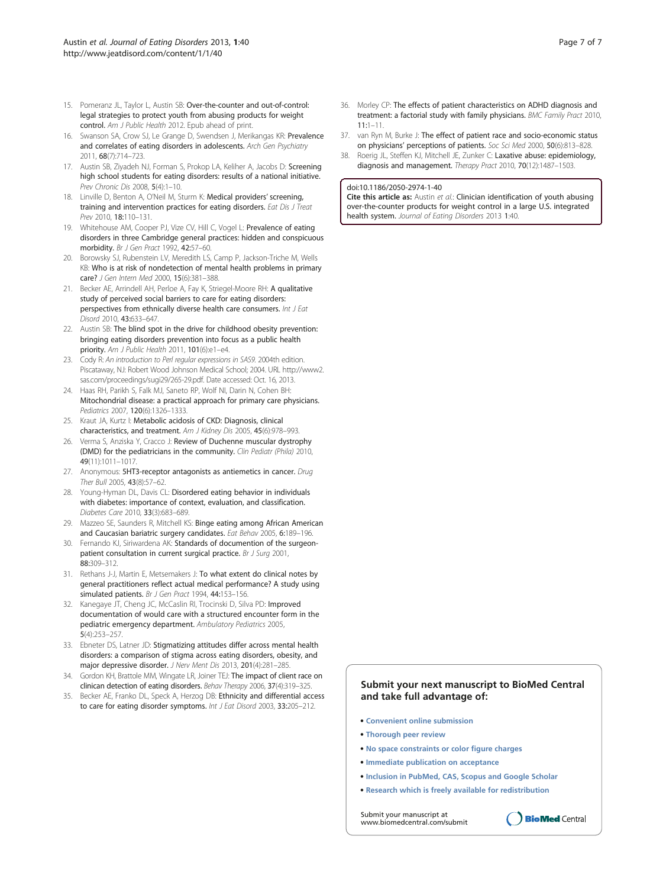15. Pomeranz JL, Taylor L, Austin SB: Over-the-counter and out-of-control: legal strategies to protect youth from abusing products for weight control. *Am J Public Health* 2012. Epub ahead of print.
16. Swanson SA, Crow SJ, Le Grange D, Swendsen J, Merikangas KR: Prevalence and correlates of eating disorders in adolescents. *Arch Gen Psychiatry* 2011, **68**(7):714–723.
17. Austin SB, Ziyadeh NJ, Forman S, Prokop LA, Keliher A, Jacobs D: Screening high school students for eating disorders: results of a national initiative. *Prev Chronic Dis* 2008, **5**(4):1–10.
18. Linville D, Benton A, O'Neil M, Sturm K: Medical providers' screening, training and intervention practices for eating disorders. *Eat Dis J Treat Prev* 2010, **18**:110–131.
19. Whitehouse AM, Cooper PJ, Vize CV, Hill C, Vogel L: Prevalence of eating disorders in three Cambridge general practices: hidden and conspicuous morbidity. *Br J Gen Pract* 1992, **42**:57–60.
20. Borowsky SJ, Rubenstein LV, Meredith LS, Camp P, Jackson-Triche M, Wells KB: Who is at risk of nondetection of mental health problems in primary care? *J Gen Intern Med* 2000, **15**(6):381–388.
21. Becker AE, Arrindell AH, Perloe A, Fay K, Striegel-Moore RH: A qualitative study of perceived social barriers to care for eating disorders: perspectives from ethnically diverse health care consumers. *Int J Eat Disord* 2010, **43**:633–647.
22. Austin SB: The blind spot in the drive for childhood obesity prevention: bringing eating disorders prevention into focus as a public health priority. *Am J Public Health* 2011, **101**(6):e1–e4.
23. Cody R: *An introduction to Perl regular expressions in SAS9*. 2004th edition. Piscataway, NJ: Robert Wood Johnson Medical School; 2004. URL http://www2.sas.com/proceedings/sugi29/265-29.pdf. Date accessed: Oct. 16, 2013.
24. Haas RH, Parikh S, Falk MJ, Saneto RP, Wolf NI, Darin N, Cohen BH: Mitochondrial disease: a practical approach for primary care physicians. *Pediatrics* 2007, **120**(6):1326–1333.
25. Kraut JA, Kurtz I: Metabolic acidosis of CKD: Diagnosis, clinical characteristics, and treatment. *Am J Kidney Dis* 2005, **45**(6):978–993.
26. Verma S, Anziska Y, Cracco J: Review of Duchenne muscular dystrophy (DMD) for the pediatricians in the community. *Clin Pediatr (Phila)* 2010, **49**(11):1011–1017.
27. Anonymous: 5HT3-receptor antagonists as antiemetics in cancer. *Drug Ther Bull* 2005, **43**(8):57–62.
28. Young-Hyman DL, Davis CL: Disordered eating behavior in individuals with diabetes: importance of context, evaluation, and classification. *Diabetes Care* 2010, **33**(3):683–689.
29. Mazzeo SE, Saunders R, Mitchell KS: Binge eating among African American and Caucasian bariatric surgery candidates. *Eat Behav* 2005, **6**:189–196.
30. Fernando KJ, Siriwardena AK: Standards of documentation of the surgeon-patient consultation in current surgical practice. *Br J Surg* 2001, **88**:309–312.
31. Rethans J-J, Martin E, Metsemakers J: To what extent do clinical notes by general practitioners reflect actual medical performance? A study using simulated patients. *Br J Gen Pract* 1994, **44**:153–156.
32. Kanegaye JT, Cheng JC, McCaslin RI, Trocinski D, Silva PD: Improved documentation of would care with a structured encounter form in the pediatric emergency department. *Ambulatory Pediatrics* 2005, **5**(4):253–257.
33. Ebneter DS, Latner JD: Stigmatizing attitudes differ across mental health disorders: a comparison of stigma across eating disorders, obesity, and major depressive disorder. *J Nerv Ment Dis* 2013, **201**(4):281–285.
34. Gordon KH, Brattole MM, Wingate LR, Joiner TEJ: The impact of client race on clinican detection of eating disorders. *Behav Therapy* 2006, **37**(4):319–325.
35. Becker AE, Franko DL, Speck A, Herzog DB: Ethnicity and differential access to care for eating disorder symptoms. *Int J Eat Disord* 2003, **33**:205–212.
36. Morley CP: The effects of patient characteristics on ADHD diagnosis and treatment: a factorial study with family physicians. *BMC Family Pract* 2010, **11**:1–11.
37. van Ryn M, Burke J: The effect of patient race and socio-economic status on physicians' perceptions of patients. *Soc Sci Med* 2000, **50**(6):813–828.
38. Roerig JL, Steffen KJ, Mitchell JE, Zunker C: Laxative abuse: epidemiology, diagnosis and management. *Therapy Pract* 2010, **70**(12):1487–1503.

doi:10.1186/2050-2974-1-40

**Cite this article as:** Austin *et al.*: Clinician identification of youth abusing over-the-counter products for weight control in a large U.S. integrated health system. *Journal of Eating Disorders* 2013 1:40.

**Submit your next manuscript to BioMed Central and take full advantage of:**

- **Convenient online submission**
- **Thorough peer review**
- **No space constraints or color figure charges**
- **Immediate publication on acceptance**
- **Inclusion in PubMed, CAS, Scopus and Google Scholar**
- **Research which is freely available for redistribution**

Submit your manuscript at www.biomedcentral.com/submit

BioMed Central